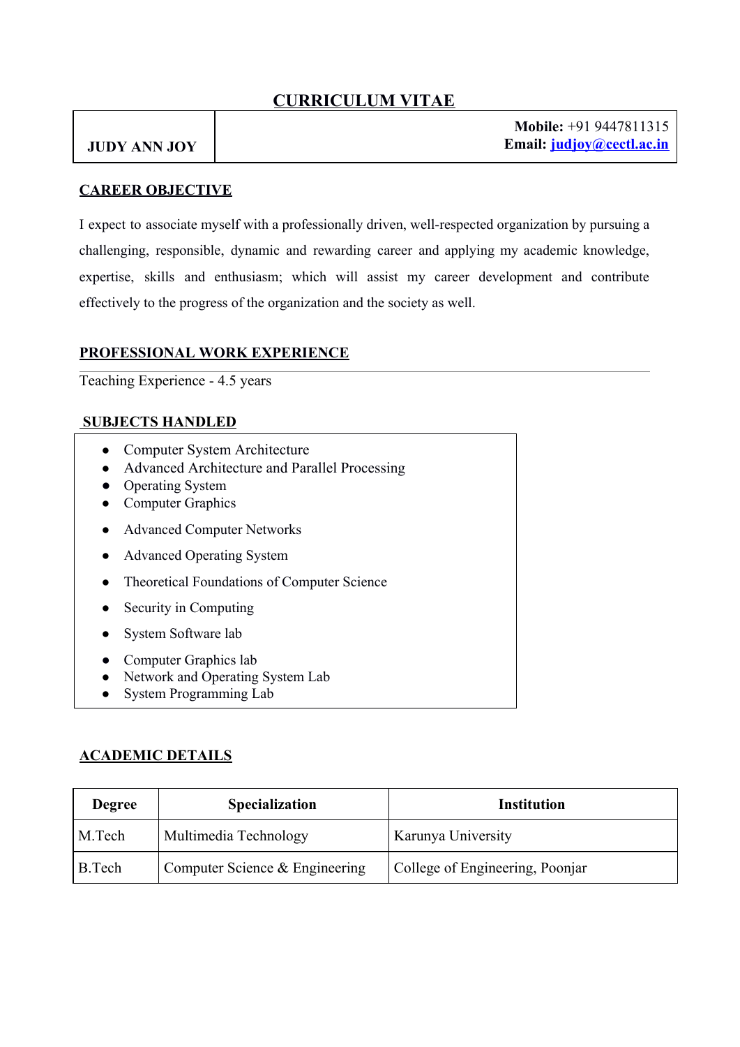# CURRICULUM VITAE

| JUDY ANN JOY | **Mobile:** +91 9447811315<br>**Email:** judjoy@ceetl.ac.in |
|---|---|

## CAREER OBJECTIVE

I expect to associate myself with a professionally driven, well-respected organization by pursuing a challenging, responsible, dynamic and rewarding career and applying my academic knowledge, expertise, skills and enthusiasm; which will assist my career development and contribute effectively to the progress of the organization and the society as well.

## PROFESSIONAL WORK EXPERIENCE

Teaching Experience - 4.5 years

## SUBJECTS HANDLED

- Computer System Architecture
- Advanced Architecture and Parallel Processing
- Operating System
- Computer Graphics
- Advanced Computer Networks
- Advanced Operating System
- Theoretical Foundations of Computer Science
- Security in Computing
- System Software lab
- Computer Graphics lab
- Network and Operating System Lab
- System Programming Lab

## ACADEMIC DETAILS

| Degree | Specialization | Institution |
|---|---|---|
| M.Tech | Multimedia Technology | Karunya University |
| B.Tech | Computer Science & Engineering | College of Engineering, Poonjar |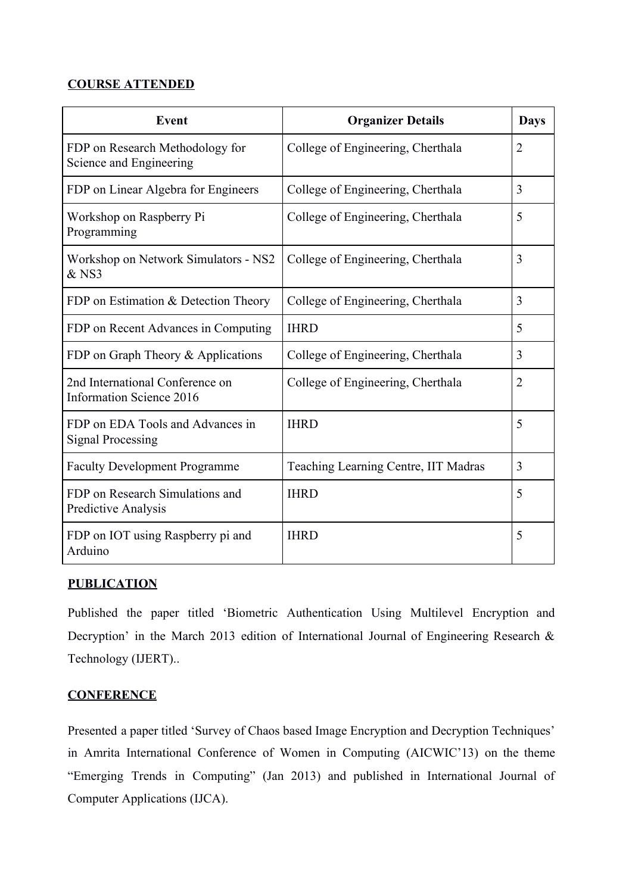**COURSE ATTENDED**

| Event | Organizer Details | Days |
| --- | --- | --- |
| FDP on Research Methodology for Science and Engineering | College of Engineering, Cherthala | 2 |
| FDP on Linear Algebra for Engineers | College of Engineering, Cherthala | 3 |
| Workshop on Raspberry Pi Programming | College of Engineering, Cherthala | 5 |
| Workshop on Network Simulators - NS2 & NS3 | College of Engineering, Cherthala | 3 |
| FDP on Estimation & Detection Theory | College of Engineering, Cherthala | 3 |
| FDP on Recent Advances in Computing | IHRD | 5 |
| FDP on Graph Theory & Applications | College of Engineering, Cherthala | 3 |
| 2nd International Conference on Information Science 2016 | College of Engineering, Cherthala | 2 |
| FDP on EDA Tools and Advances in Signal Processing | IHRD | 5 |
| Faculty Development Programme | Teaching Learning Centre, IIT Madras | 3 |
| FDP on Research Simulations and Predictive Analysis | IHRD | 5 |
| FDP on IOT using Raspberry pi and Arduino | IHRD | 5 |

**PUBLICATION**

Published the paper titled 'Biometric Authentication Using Multilevel Encryption and Decryption' in the March 2013 edition of International Journal of Engineering Research & Technology (IJERT)..

**CONFERENCE**

Presented a paper titled 'Survey of Chaos based Image Encryption and Decryption Techniques' in Amrita International Conference of Women in Computing (AICWIC'13) on the theme "Emerging Trends in Computing" (Jan 2013) and published in International Journal of Computer Applications (IJCA).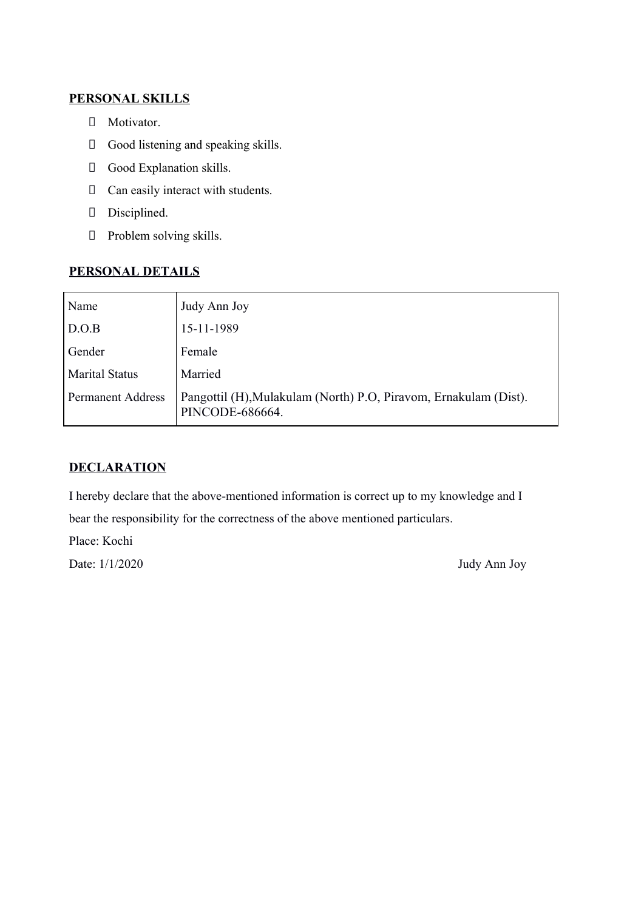## PERSONAL SKILLS

- Motivator.
- Good listening and speaking skills.
- Good Explanation skills.
- Can easily interact with students.
- Disciplined.
- Problem solving skills.

## PERSONAL DETAILS

| | |
|---|---|
| Name | Judy Ann Joy |
| D.O.B | 15-11-1989 |
| Gender | Female |
| Marital Status | Married |
| Permanent Address | Pangottil (H),Mulakulam (North) P.O, Piravom, Ernakulam (Dist). PINCODE-686664. |

## DECLARATION

I hereby declare that the above-mentioned information is correct up to my knowledge and I bear the responsibility for the correctness of the above mentioned particulars.

Place: Kochi

Date: 1/1/2020

Judy Ann Joy